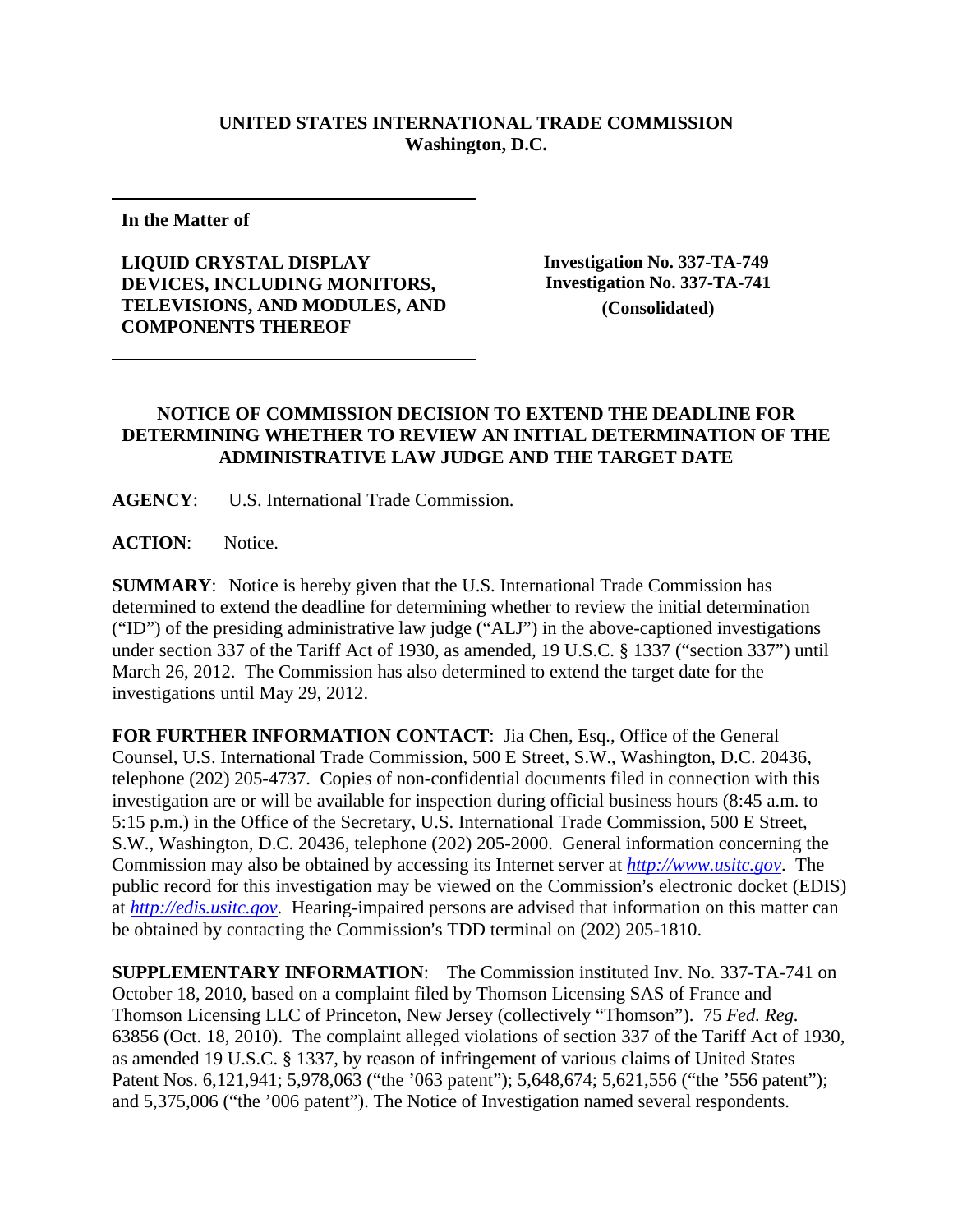**UNITED STATES INTERNATIONAL TRADE COMMISSION**
**Washington, D.C.**

| In the Matter of | |
|---|---|
| **LIQUID CRYSTAL DISPLAY DEVICES, INCLUDING MONITORS, TELEVISIONS, AND MODULES, AND COMPONENTS THEREOF** | **Investigation No. 337-TA-749**<br>**Investigation No. 337-TA-741**<br>**(Consolidated)** |

## NOTICE OF COMMISSION DECISION TO EXTEND THE DEADLINE FOR DETERMINING WHETHER TO REVIEW AN INITIAL DETERMINATION OF THE ADMINISTRATIVE LAW JUDGE AND THE TARGET DATE

**AGENCY**: U.S. International Trade Commission.

**ACTION**: Notice.

**SUMMARY**: Notice is hereby given that the U.S. International Trade Commission has determined to extend the deadline for determining whether to review the initial determination ("ID") of the presiding administrative law judge ("ALJ") in the above-captioned investigations under section 337 of the Tariff Act of 1930, as amended, 19 U.S.C. § 1337 ("section 337") until March 26, 2012. The Commission has also determined to extend the target date for the investigations until May 29, 2012.

**FOR FURTHER INFORMATION CONTACT**: Jia Chen, Esq., Office of the General Counsel, U.S. International Trade Commission, 500 E Street, S.W., Washington, D.C. 20436, telephone (202) 205-4737. Copies of non-confidential documents filed in connection with this investigation are or will be available for inspection during official business hours (8:45 a.m. to 5:15 p.m.) in the Office of the Secretary, U.S. International Trade Commission, 500 E Street, S.W., Washington, D.C. 20436, telephone (202) 205-2000. General information concerning the Commission may also be obtained by accessing its Internet server at *http://www.usitc.gov*. The public record for this investigation may be viewed on the Commission's electronic docket (EDIS) at *http://edis.usitc.gov*. Hearing-impaired persons are advised that information on this matter can be obtained by contacting the Commission's TDD terminal on (202) 205-1810.

**SUPPLEMENTARY INFORMATION**: The Commission instituted Inv. No. 337-TA-741 on October 18, 2010, based on a complaint filed by Thomson Licensing SAS of France and Thomson Licensing LLC of Princeton, New Jersey (collectively "Thomson"). 75 *Fed. Reg.* 63856 (Oct. 18, 2010). The complaint alleged violations of section 337 of the Tariff Act of 1930, as amended 19 U.S.C. § 1337, by reason of infringement of various claims of United States Patent Nos. 6,121,941; 5,978,063 ("the '063 patent"); 5,648,674; 5,621,556 ("the '556 patent"); and 5,375,006 ("the '006 patent"). The Notice of Investigation named several respondents.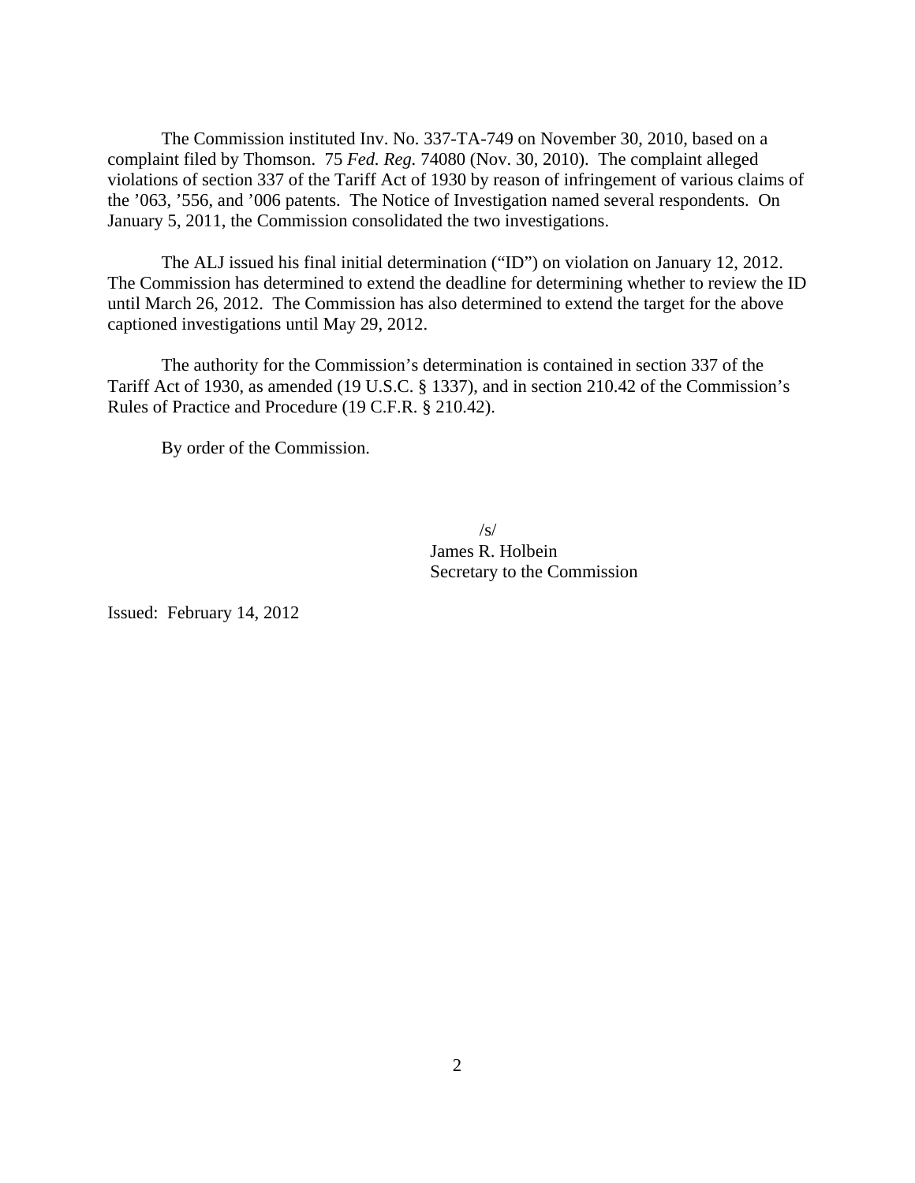The Commission instituted Inv. No. 337-TA-749 on November 30, 2010, based on a complaint filed by Thomson. 75 *Fed. Reg.* 74080 (Nov. 30, 2010). The complaint alleged violations of section 337 of the Tariff Act of 1930 by reason of infringement of various claims of the '063, '556, and '006 patents. The Notice of Investigation named several respondents. On January 5, 2011, the Commission consolidated the two investigations.

The ALJ issued his final initial determination ("ID") on violation on January 12, 2012. The Commission has determined to extend the deadline for determining whether to review the ID until March 26, 2012. The Commission has also determined to extend the target for the above captioned investigations until May 29, 2012.

The authority for the Commission's determination is contained in section 337 of the Tariff Act of 1930, as amended (19 U.S.C. § 1337), and in section 210.42 of the Commission's Rules of Practice and Procedure (19 C.F.R. § 210.42).

By order of the Commission.

/s/
James R. Holbein
Secretary to the Commission

Issued: February 14, 2012